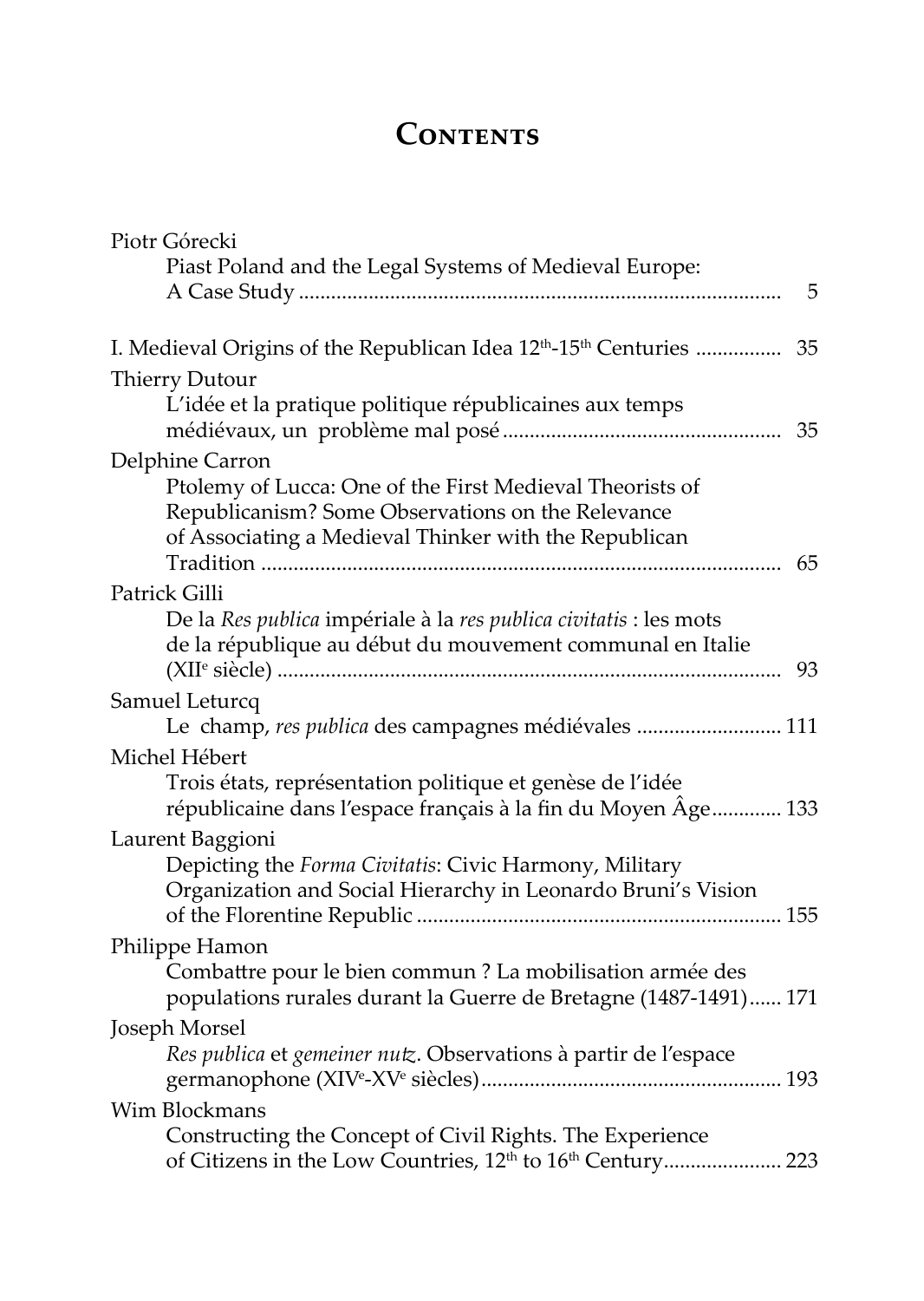# Contents

Piotr Górecki

Piast Poland and the Legal Systems of Medieval Europe: A Case Study ..... 5

I. Medieval Origins of the Republican Idea 12th-15th Centuries ..... 35

Thierry Dutour

L'idée et la pratique politique républicaines aux temps médiévaux, un problème mal posé ..... 35

Delphine Carron

Ptolemy of Lucca: One of the First Medieval Theorists of Republicanism? Some Observations on the Relevance of Associating a Medieval Thinker with the Republican Tradition ..... 65

Patrick Gilli

De la *Res publica* impériale à la *res publica civitatis* : les mots de la république au début du mouvement communal en Italie (XIIe siècle) ..... 93

Samuel Leturcq

Le champ, *res publica* des campagnes médiévales ..... 111

Michel Hébert

Trois états, représentation politique et genèse de l'idée républicaine dans l'espace français à la fin du Moyen Âge ..... 133

Laurent Baggioni

Depicting the *Forma Civitatis*: Civic Harmony, Military Organization and Social Hierarchy in Leonardo Bruni's Vision of the Florentine Republic ..... 155

Philippe Hamon

Combattre pour le bien commun ? La mobilisation armée des populations rurales durant la Guerre de Bretagne (1487-1491) ..... 171

Joseph Morsel

*Res publica* et *gemeiner nutz*. Observations à partir de l'espace germanophone (XIVe-XVe siècles) ..... 193

Wim Blockmans

Constructing the Concept of Civil Rights. The Experience of Citizens in the Low Countries, 12th to 16th Century ..... 223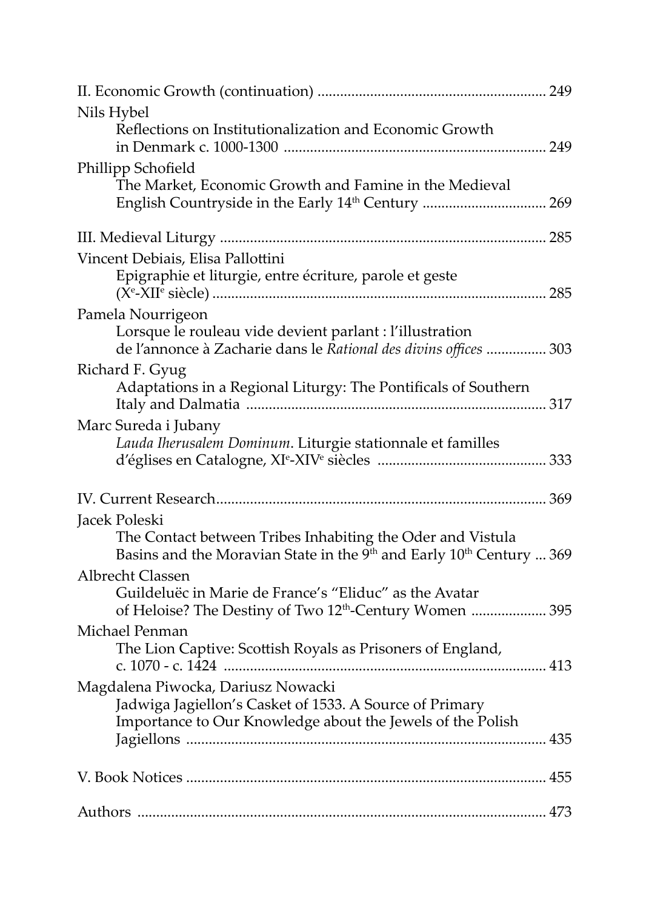II. Economic Growth (continuation) ........................................................... 249

Nils Hybel
Reflections on Institutionalization and Economic Growth in Denmark c. 1000-1300 ..................................................................... 249

Phillipp Schofield
The Market, Economic Growth and Famine in the Medieval English Countryside in the Early 14th Century ................................. 269

III. Medieval Liturgy ........................................................................................ 285

Vincent Debiais, Elisa Pallottini
Epigraphie et liturgie, entre écriture, parole et geste (Xe-XIIe siècle) ......................................................................................... 285

Pamela Nourrigeon
Lorsque le rouleau vide devient parlant : l'illustration de l'annonce à Zacharie dans le *Rational des divins offices* ................ 303

Richard F. Gyug
Adaptations in a Regional Liturgy: The Pontificals of Southern Italy and Dalmatia ............................................................................... 317

Marc Sureda i Jubany
*Lauda Iherusalem Dominum*. Liturgie stationnale et familles d'églises en Catalogne, XIe-XIVe siècles ............................................ 333

IV. Current Research........................................................................................ 369

Jacek Poleski
The Contact between Tribes Inhabiting the Oder and Vistula Basins and the Moravian State in the 9th and Early 10th Century ... 369

Albrecht Classen
Guildeluëc in Marie de France's "Eliduc" as the Avatar of Heloise? The Destiny of Two 12th-Century Women .................... 395

Michael Penman
The Lion Captive: Scottish Royals as Prisoners of England, c. 1070 - c. 1424 ..................................................................................... 413

Magdalena Piwocka, Dariusz Nowacki
Jadwiga Jagiellon's Casket of 1533. A Source of Primary Importance to Our Knowledge about the Jewels of the Polish Jagiellons ............................................................................................... 435

V. Book Notices ................................................................................................ 455

Authors ............................................................................................................ 473